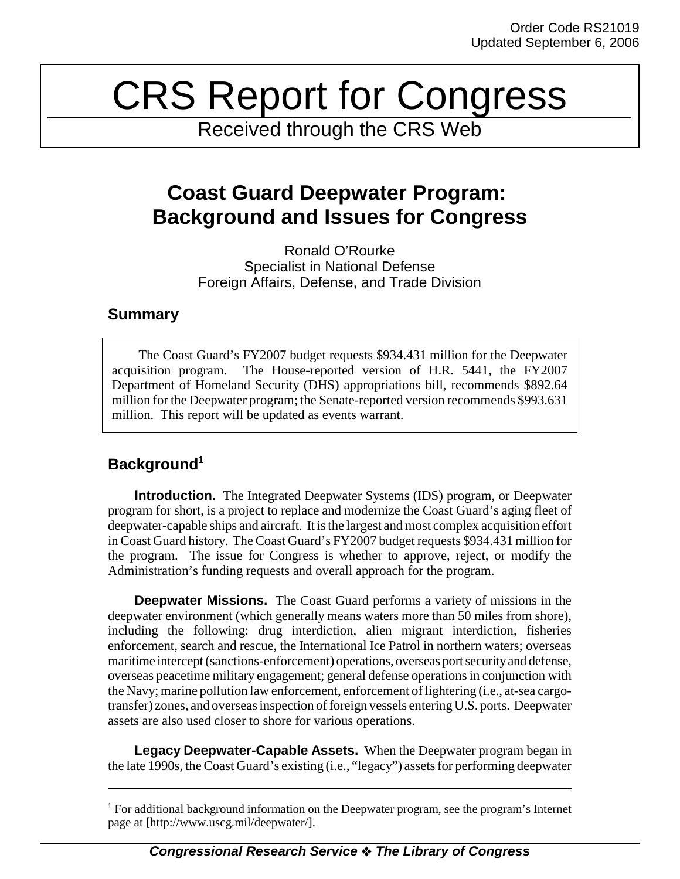Order Code RS21019
Updated September 6, 2006

# CRS Report for Congress

Received through the CRS Web

## Coast Guard Deepwater Program: Background and Issues for Congress

Ronald O'Rourke
Specialist in National Defense
Foreign Affairs, Defense, and Trade Division

### Summary

The Coast Guard's FY2007 budget requests $934.431 million for the Deepwater acquisition program. The House-reported version of H.R. 5441, the FY2007 Department of Homeland Security (DHS) appropriations bill, recommends $892.64 million for the Deepwater program; the Senate-reported version recommends $993.631 million. This report will be updated as events warrant.

### Background[1]

**Introduction.** The Integrated Deepwater Systems (IDS) program, or Deepwater program for short, is a project to replace and modernize the Coast Guard's aging fleet of deepwater-capable ships and aircraft. It is the largest and most complex acquisition effort in Coast Guard history. The Coast Guard's FY2007 budget requests $934.431 million for the program. The issue for Congress is whether to approve, reject, or modify the Administration's funding requests and overall approach for the program.

**Deepwater Missions.** The Coast Guard performs a variety of missions in the deepwater environment (which generally means waters more than 50 miles from shore), including the following: drug interdiction, alien migrant interdiction, fisheries enforcement, search and rescue, the International Ice Patrol in northern waters; overseas maritime intercept (sanctions-enforcement) operations, overseas port security and defense, overseas peacetime military engagement; general defense operations in conjunction with the Navy; marine pollution law enforcement, enforcement of lightering (i.e., at-sea cargo-transfer) zones, and overseas inspection of foreign vessels entering U.S. ports. Deepwater assets are also used closer to shore for various operations.

**Legacy Deepwater-Capable Assets.** When the Deepwater program began in the late 1990s, the Coast Guard's existing (i.e., "legacy") assets for performing deepwater

---

[1] For additional background information on the Deepwater program, see the program's Internet page at [http://www.uscg.mil/deepwater/].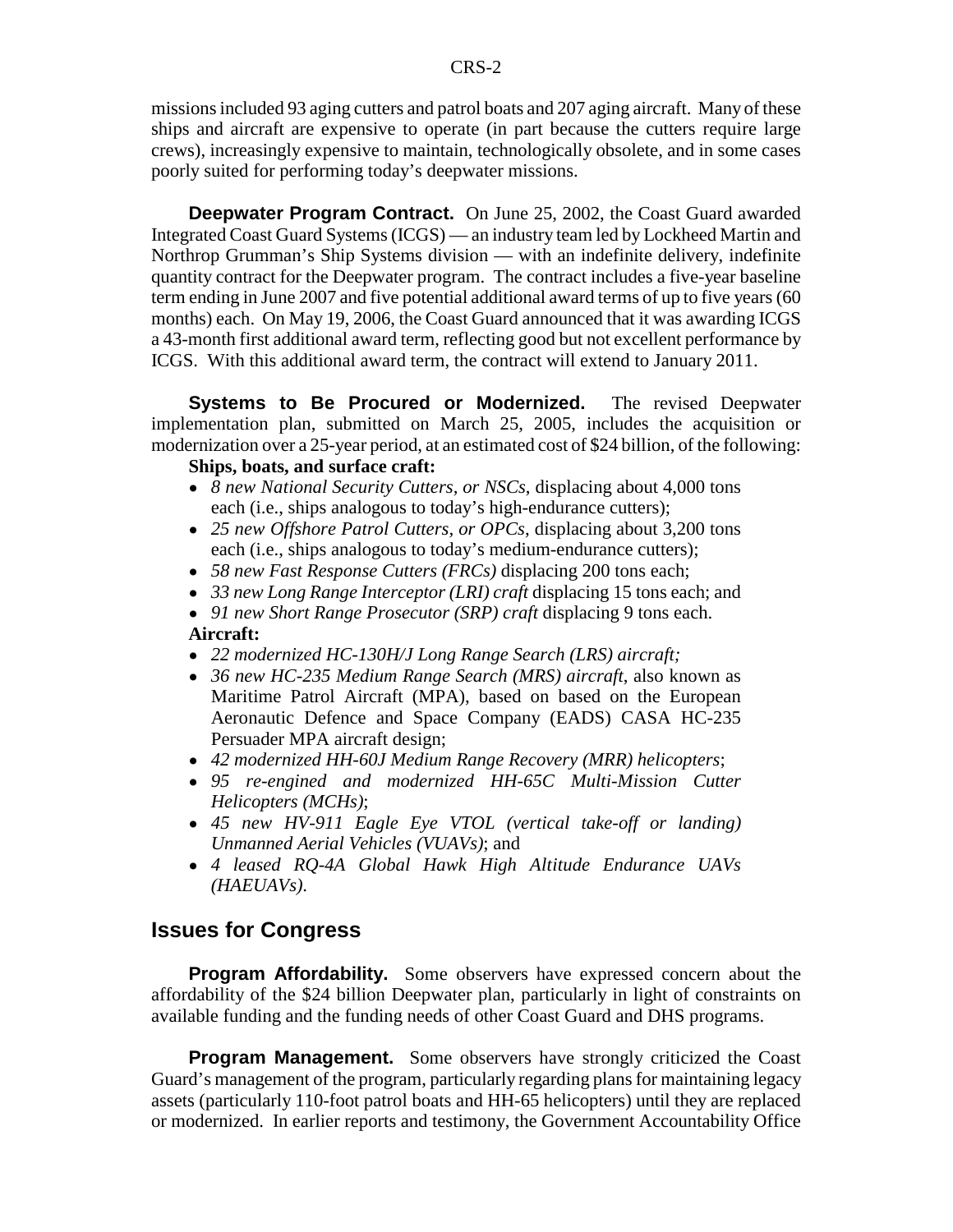missions included 93 aging cutters and patrol boats and 207 aging aircraft. Many of these ships and aircraft are expensive to operate (in part because the cutters require large crews), increasingly expensive to maintain, technologically obsolete, and in some cases poorly suited for performing today's deepwater missions.

**Deepwater Program Contract.** On June 25, 2002, the Coast Guard awarded Integrated Coast Guard Systems (ICGS) — an industry team led by Lockheed Martin and Northrop Grumman's Ship Systems division — with an indefinite delivery, indefinite quantity contract for the Deepwater program. The contract includes a five-year baseline term ending in June 2007 and five potential additional award terms of up to five years (60 months) each. On May 19, 2006, the Coast Guard announced that it was awarding ICGS a 43-month first additional award term, reflecting good but not excellent performance by ICGS. With this additional award term, the contract will extend to January 2011.

**Systems to Be Procured or Modernized.** The revised Deepwater implementation plan, submitted on March 25, 2005, includes the acquisition or modernization over a 25-year period, at an estimated cost of $24 billion, of the following:

**Ships, boats, and surface craft:**

- *8 new National Security Cutters, or NSCs*, displacing about 4,000 tons each (i.e., ships analogous to today's high-endurance cutters);
- *25 new Offshore Patrol Cutters, or OPCs*, displacing about 3,200 tons each (i.e., ships analogous to today's medium-endurance cutters);
- *58 new Fast Response Cutters (FRCs)* displacing 200 tons each;
- *33 new Long Range Interceptor (LRI) craft* displacing 15 tons each; and
- *91 new Short Range Prosecutor (SRP) craft* displacing 9 tons each.

**Aircraft:**

- *22 modernized HC-130H/J Long Range Search (LRS) aircraft;*
- *36 new HC-235 Medium Range Search (MRS) aircraft*, also known as Maritime Patrol Aircraft (MPA), based on based on the European Aeronautic Defence and Space Company (EADS) CASA HC-235 Persuader MPA aircraft design;
- *42 modernized HH-60J Medium Range Recovery (MRR) helicopters*;
- *95 re-engined and modernized HH-65C Multi-Mission Cutter Helicopters (MCHs)*;
- *45 new HV-911 Eagle Eye VTOL (vertical take-off or landing) Unmanned Aerial Vehicles (VUAVs)*; and
- *4 leased RQ-4A Global Hawk High Altitude Endurance UAVs (HAEUAVs)*.

## Issues for Congress

**Program Affordability.** Some observers have expressed concern about the affordability of the $24 billion Deepwater plan, particularly in light of constraints on available funding and the funding needs of other Coast Guard and DHS programs.

**Program Management.** Some observers have strongly criticized the Coast Guard's management of the program, particularly regarding plans for maintaining legacy assets (particularly 110-foot patrol boats and HH-65 helicopters) until they are replaced or modernized. In earlier reports and testimony, the Government Accountability Office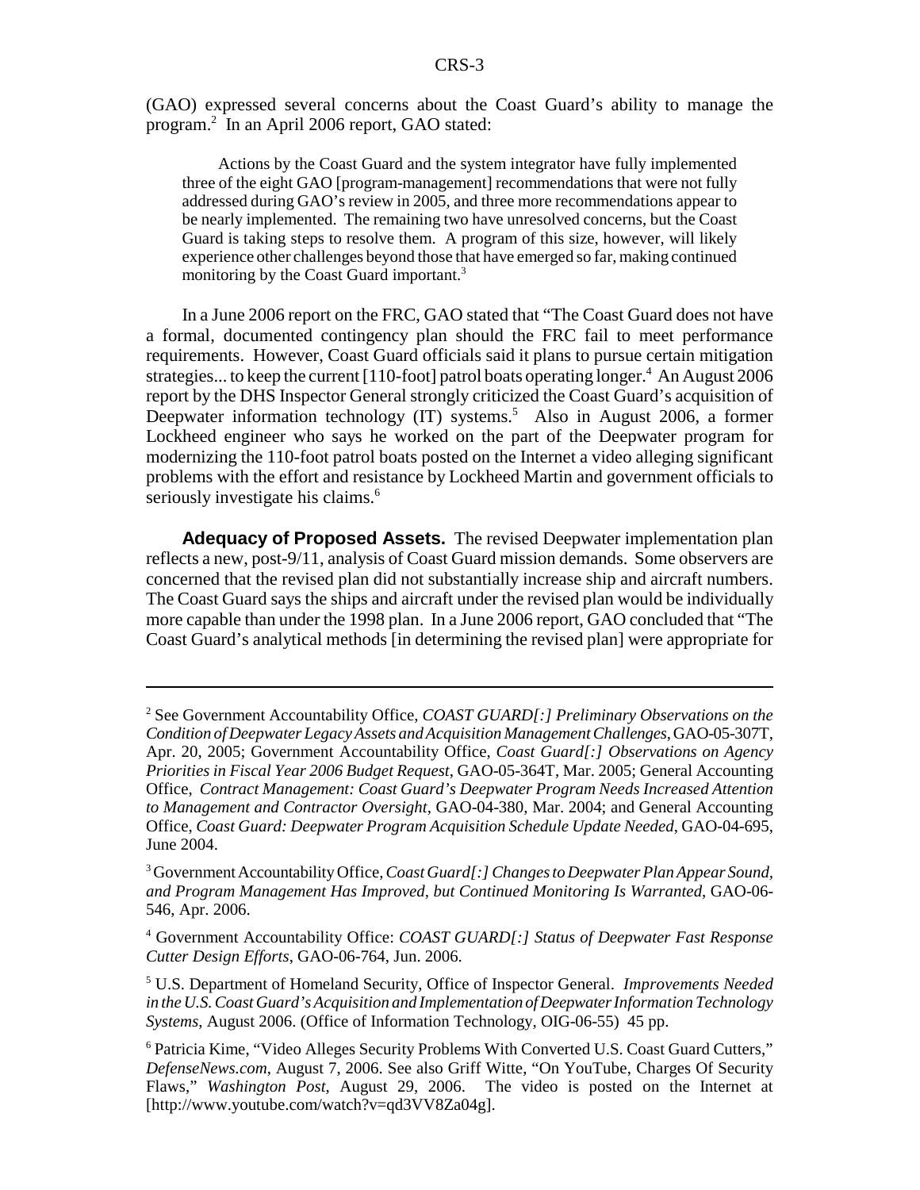(GAO) expressed several concerns about the Coast Guard's ability to manage the program.[2] In an April 2006 report, GAO stated:

> Actions by the Coast Guard and the system integrator have fully implemented three of the eight GAO [program-management] recommendations that were not fully addressed during GAO's review in 2005, and three more recommendations appear to be nearly implemented. The remaining two have unresolved concerns, but the Coast Guard is taking steps to resolve them. A program of this size, however, will likely experience other challenges beyond those that have emerged so far, making continued monitoring by the Coast Guard important.[3]

In a June 2006 report on the FRC, GAO stated that "The Coast Guard does not have a formal, documented contingency plan should the FRC fail to meet performance requirements. However, Coast Guard officials said it plans to pursue certain mitigation strategies... to keep the current [110-foot] patrol boats operating longer.[4] An August 2006 report by the DHS Inspector General strongly criticized the Coast Guard's acquisition of Deepwater information technology (IT) systems.[5] Also in August 2006, a former Lockheed engineer who says he worked on the part of the Deepwater program for modernizing the 110-foot patrol boats posted on the Internet a video alleging significant problems with the effort and resistance by Lockheed Martin and government officials to seriously investigate his claims.[6]

**Adequacy of Proposed Assets.** The revised Deepwater implementation plan reflects a new, post-9/11, analysis of Coast Guard mission demands. Some observers are concerned that the revised plan did not substantially increase ship and aircraft numbers. The Coast Guard says the ships and aircraft under the revised plan would be individually more capable than under the 1998 plan. In a June 2006 report, GAO concluded that "The Coast Guard's analytical methods [in determining the revised plan] were appropriate for

---

[2] See Government Accountability Office, *COAST GUARD[:] Preliminary Observations on the Condition of Deepwater Legacy Assets and Acquisition Management Challenges*, GAO-05-307T, Apr. 20, 2005; Government Accountability Office, *Coast Guard[:] Observations on Agency Priorities in Fiscal Year 2006 Budget Request*, GAO-05-364T, Mar. 2005; General Accounting Office, *Contract Management: Coast Guard's Deepwater Program Needs Increased Attention to Management and Contractor Oversight*, GAO-04-380, Mar. 2004; and General Accounting Office, *Coast Guard: Deepwater Program Acquisition Schedule Update Needed*, GAO-04-695, June 2004.

[3] Government Accountability Office, *Coast Guard[:] Changes to Deepwater Plan Appear Sound, and Program Management Has Improved, but Continued Monitoring Is Warranted*, GAO-06-546, Apr. 2006.

[4] Government Accountability Office: *COAST GUARD[:] Status of Deepwater Fast Response Cutter Design Efforts*, GAO-06-764, Jun. 2006.

[5] U.S. Department of Homeland Security, Office of Inspector General. *Improvements Needed in the U.S. Coast Guard's Acquisition and Implementation of Deepwater Information Technology Systems*, August 2006. (Office of Information Technology, OIG-06-55) 45 pp.

[6] Patricia Kime, "Video Alleges Security Problems With Converted U.S. Coast Guard Cutters," *DefenseNews.com*, August 7, 2006. See also Griff Witte, "On YouTube, Charges Of Security Flaws," *Washington Post*, August 29, 2006. The video is posted on the Internet at [http://www.youtube.com/watch?v=qd3VV8Za04g].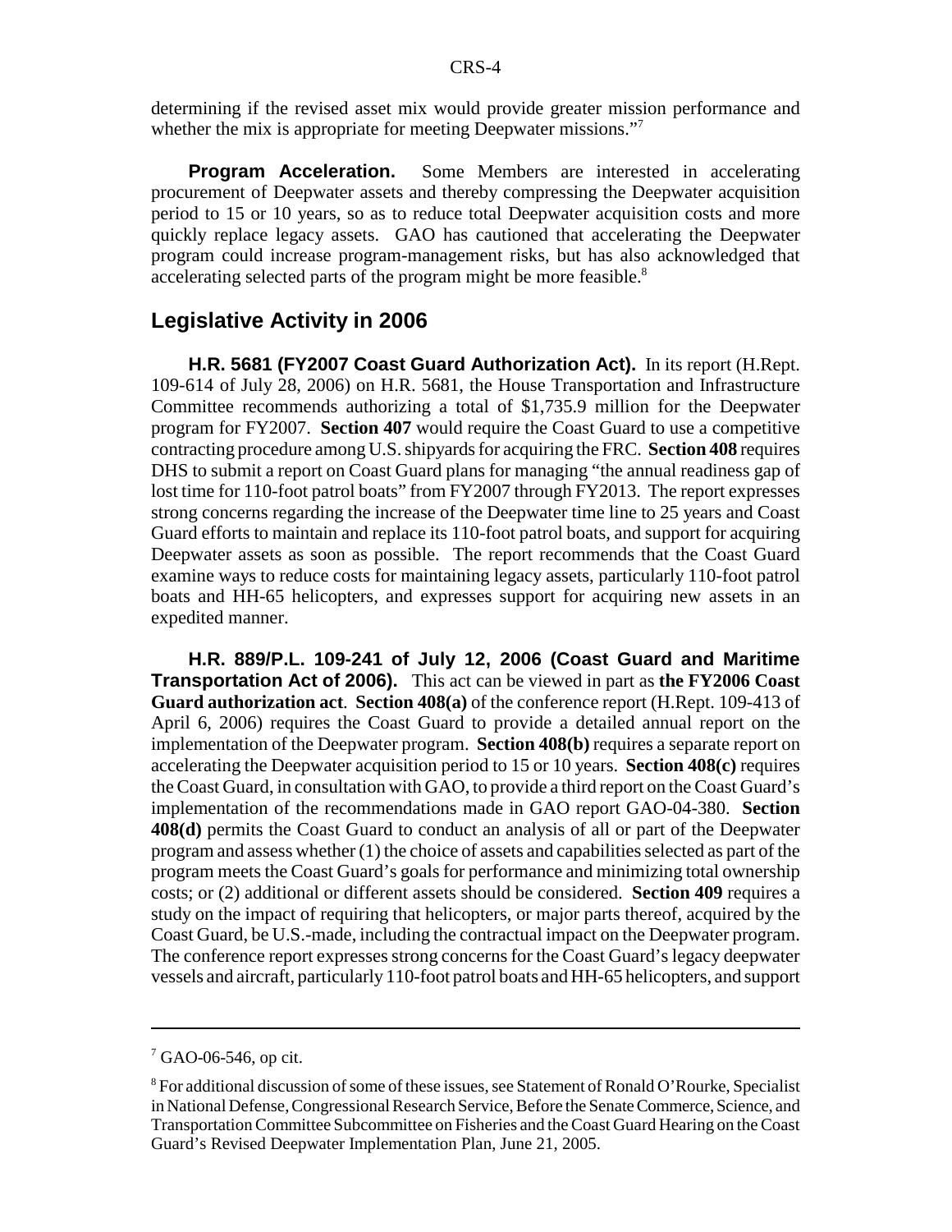determining if the revised asset mix would provide greater mission performance and whether the mix is appropriate for meeting Deepwater missions."[7]

**Program Acceleration.** Some Members are interested in accelerating procurement of Deepwater assets and thereby compressing the Deepwater acquisition period to 15 or 10 years, so as to reduce total Deepwater acquisition costs and more quickly replace legacy assets. GAO has cautioned that accelerating the Deepwater program could increase program-management risks, but has also acknowledged that accelerating selected parts of the program might be more feasible.[8]

## Legislative Activity in 2006

**H.R. 5681 (FY2007 Coast Guard Authorization Act).** In its report (H.Rept. 109-614 of July 28, 2006) on H.R. 5681, the House Transportation and Infrastructure Committee recommends authorizing a total of $1,735.9 million for the Deepwater program for FY2007. **Section 407** would require the Coast Guard to use a competitive contracting procedure among U.S. shipyards for acquiring the FRC. **Section 408** requires DHS to submit a report on Coast Guard plans for managing "the annual readiness gap of lost time for 110-foot patrol boats" from FY2007 through FY2013. The report expresses strong concerns regarding the increase of the Deepwater time line to 25 years and Coast Guard efforts to maintain and replace its 110-foot patrol boats, and support for acquiring Deepwater assets as soon as possible. The report recommends that the Coast Guard examine ways to reduce costs for maintaining legacy assets, particularly 110-foot patrol boats and HH-65 helicopters, and expresses support for acquiring new assets in an expedited manner.

**H.R. 889/P.L. 109-241 of July 12, 2006 (Coast Guard and Maritime Transportation Act of 2006).** This act can be viewed in part as **the FY2006 Coast Guard authorization act**. **Section 408(a)** of the conference report (H.Rept. 109-413 of April 6, 2006) requires the Coast Guard to provide a detailed annual report on the implementation of the Deepwater program. **Section 408(b)** requires a separate report on accelerating the Deepwater acquisition period to 15 or 10 years. **Section 408(c)** requires the Coast Guard, in consultation with GAO, to provide a third report on the Coast Guard's implementation of the recommendations made in GAO report GAO-04-380. **Section 408(d)** permits the Coast Guard to conduct an analysis of all or part of the Deepwater program and assess whether (1) the choice of assets and capabilities selected as part of the program meets the Coast Guard's goals for performance and minimizing total ownership costs; or (2) additional or different assets should be considered. **Section 409** requires a study on the impact of requiring that helicopters, or major parts thereof, acquired by the Coast Guard, be U.S.-made, including the contractual impact on the Deepwater program. The conference report expresses strong concerns for the Coast Guard's legacy deepwater vessels and aircraft, particularly 110-foot patrol boats and HH-65 helicopters, and support

---

[7] GAO-06-546, op cit.

[8] For additional discussion of some of these issues, see Statement of Ronald O'Rourke, Specialist in National Defense, Congressional Research Service, Before the Senate Commerce, Science, and Transportation Committee Subcommittee on Fisheries and the Coast Guard Hearing on the Coast Guard's Revised Deepwater Implementation Plan, June 21, 2005.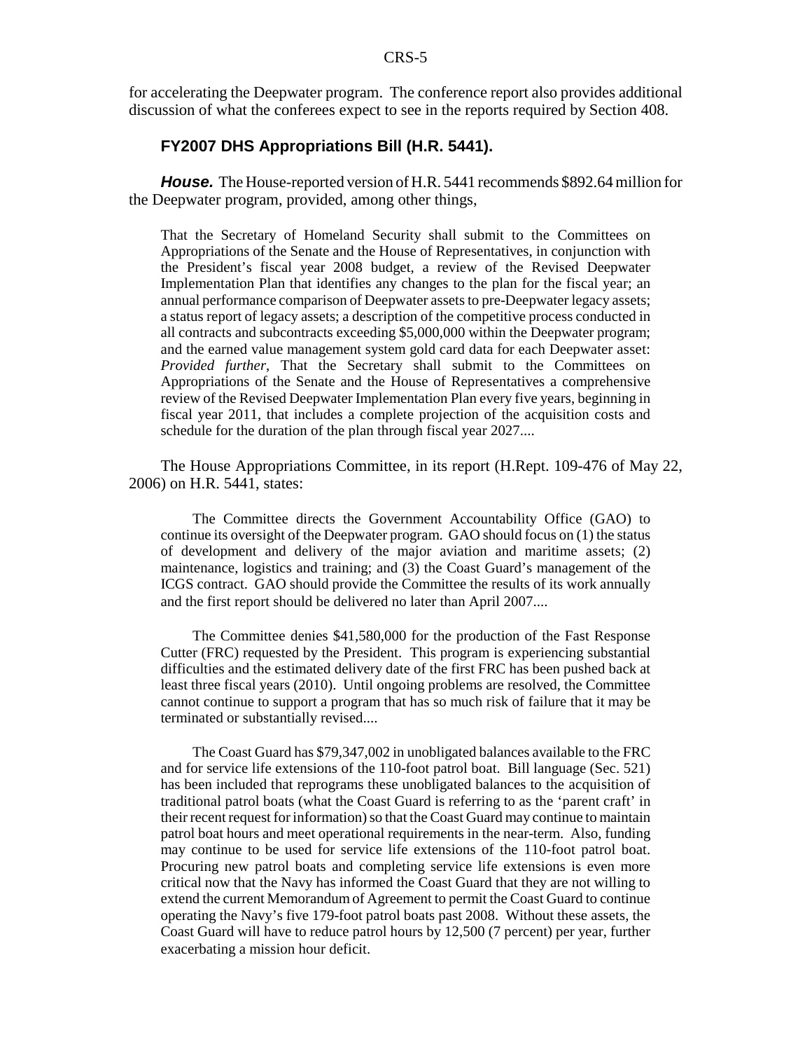for accelerating the Deepwater program. The conference report also provides additional discussion of what the conferees expect to see in the reports required by Section 408.

### FY2007 DHS Appropriations Bill (H.R. 5441).

***House.*** The House-reported version of H.R. 5441 recommends $892.64 million for the Deepwater program, provided, among other things,

> That the Secretary of Homeland Security shall submit to the Committees on Appropriations of the Senate and the House of Representatives, in conjunction with the President's fiscal year 2008 budget, a review of the Revised Deepwater Implementation Plan that identifies any changes to the plan for the fiscal year; an annual performance comparison of Deepwater assets to pre-Deepwater legacy assets; a status report of legacy assets; a description of the competitive process conducted in all contracts and subcontracts exceeding $5,000,000 within the Deepwater program; and the earned value management system gold card data for each Deepwater asset: *Provided further*, That the Secretary shall submit to the Committees on Appropriations of the Senate and the House of Representatives a comprehensive review of the Revised Deepwater Implementation Plan every five years, beginning in fiscal year 2011, that includes a complete projection of the acquisition costs and schedule for the duration of the plan through fiscal year 2027....

The House Appropriations Committee, in its report (H.Rept. 109-476 of May 22, 2006) on H.R. 5441, states:

> The Committee directs the Government Accountability Office (GAO) to continue its oversight of the Deepwater program. GAO should focus on (1) the status of development and delivery of the major aviation and maritime assets; (2) maintenance, logistics and training; and (3) the Coast Guard's management of the ICGS contract. GAO should provide the Committee the results of its work annually and the first report should be delivered no later than April 2007....
>
> The Committee denies $41,580,000 for the production of the Fast Response Cutter (FRC) requested by the President. This program is experiencing substantial difficulties and the estimated delivery date of the first FRC has been pushed back at least three fiscal years (2010). Until ongoing problems are resolved, the Committee cannot continue to support a program that has so much risk of failure that it may be terminated or substantially revised....
>
> The Coast Guard has $79,347,002 in unobligated balances available to the FRC and for service life extensions of the 110-foot patrol boat. Bill language (Sec. 521) has been included that reprograms these unobligated balances to the acquisition of traditional patrol boats (what the Coast Guard is referring to as the 'parent craft' in their recent request for information) so that the Coast Guard may continue to maintain patrol boat hours and meet operational requirements in the near-term. Also, funding may continue to be used for service life extensions of the 110-foot patrol boat. Procuring new patrol boats and completing service life extensions is even more critical now that the Navy has informed the Coast Guard that they are not willing to extend the current Memorandum of Agreement to permit the Coast Guard to continue operating the Navy's five 179-foot patrol boats past 2008. Without these assets, the Coast Guard will have to reduce patrol hours by 12,500 (7 percent) per year, further exacerbating a mission hour deficit.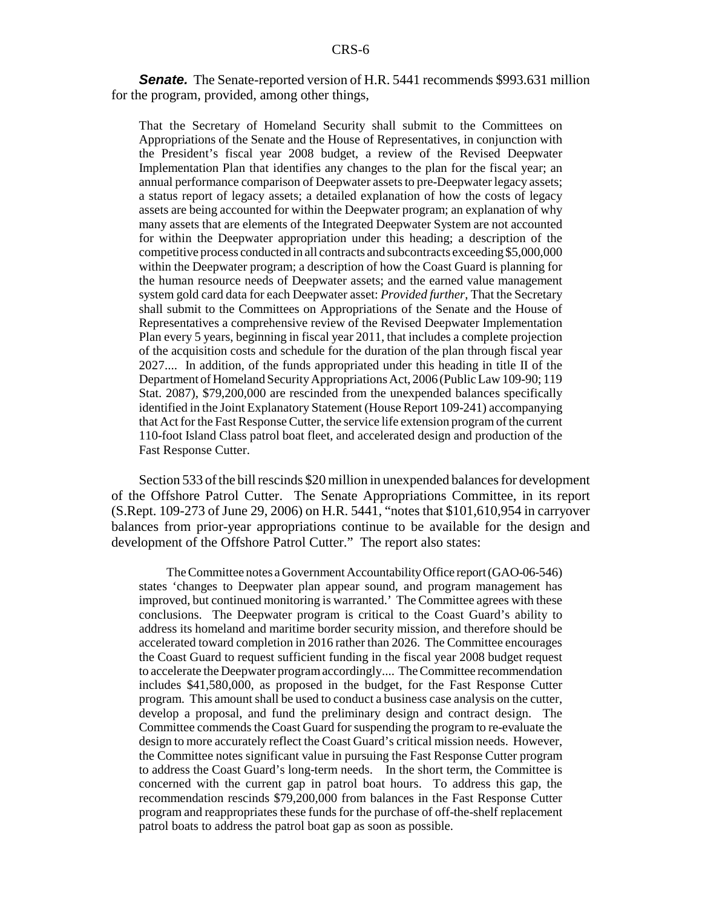***Senate.*** The Senate-reported version of H.R. 5441 recommends $993.631 million for the program, provided, among other things,

> That the Secretary of Homeland Security shall submit to the Committees on Appropriations of the Senate and the House of Representatives, in conjunction with the President's fiscal year 2008 budget, a review of the Revised Deepwater Implementation Plan that identifies any changes to the plan for the fiscal year; an annual performance comparison of Deepwater assets to pre-Deepwater legacy assets; a status report of legacy assets; a detailed explanation of how the costs of legacy assets are being accounted for within the Deepwater program; an explanation of why many assets that are elements of the Integrated Deepwater System are not accounted for within the Deepwater appropriation under this heading; a description of the competitive process conducted in all contracts and subcontracts exceeding $5,000,000 within the Deepwater program; a description of how the Coast Guard is planning for the human resource needs of Deepwater assets; and the earned value management system gold card data for each Deepwater asset: *Provided further*, That the Secretary shall submit to the Committees on Appropriations of the Senate and the House of Representatives a comprehensive review of the Revised Deepwater Implementation Plan every 5 years, beginning in fiscal year 2011, that includes a complete projection of the acquisition costs and schedule for the duration of the plan through fiscal year 2027.... In addition, of the funds appropriated under this heading in title II of the Department of Homeland Security Appropriations Act, 2006 (Public Law 109-90; 119 Stat. 2087), $79,200,000 are rescinded from the unexpended balances specifically identified in the Joint Explanatory Statement (House Report 109-241) accompanying that Act for the Fast Response Cutter, the service life extension program of the current 110-foot Island Class patrol boat fleet, and accelerated design and production of the Fast Response Cutter.

Section 533 of the bill rescinds $20 million in unexpended balances for development of the Offshore Patrol Cutter. The Senate Appropriations Committee, in its report (S.Rept. 109-273 of June 29, 2006) on H.R. 5441, "notes that $101,610,954 in carryover balances from prior-year appropriations continue to be available for the design and development of the Offshore Patrol Cutter." The report also states:

> The Committee notes a Government Accountability Office report (GAO-06-546) states 'changes to Deepwater plan appear sound, and program management has improved, but continued monitoring is warranted.' The Committee agrees with these conclusions. The Deepwater program is critical to the Coast Guard's ability to address its homeland and maritime border security mission, and therefore should be accelerated toward completion in 2016 rather than 2026. The Committee encourages the Coast Guard to request sufficient funding in the fiscal year 2008 budget request to accelerate the Deepwater program accordingly.... The Committee recommendation includes $41,580,000, as proposed in the budget, for the Fast Response Cutter program. This amount shall be used to conduct a business case analysis on the cutter, develop a proposal, and fund the preliminary design and contract design. The Committee commends the Coast Guard for suspending the program to re-evaluate the design to more accurately reflect the Coast Guard's critical mission needs. However, the Committee notes significant value in pursuing the Fast Response Cutter program to address the Coast Guard's long-term needs. In the short term, the Committee is concerned with the current gap in patrol boat hours. To address this gap, the recommendation rescinds $79,200,000 from balances in the Fast Response Cutter program and reappropriates these funds for the purchase of off-the-shelf replacement patrol boats to address the patrol boat gap as soon as possible.